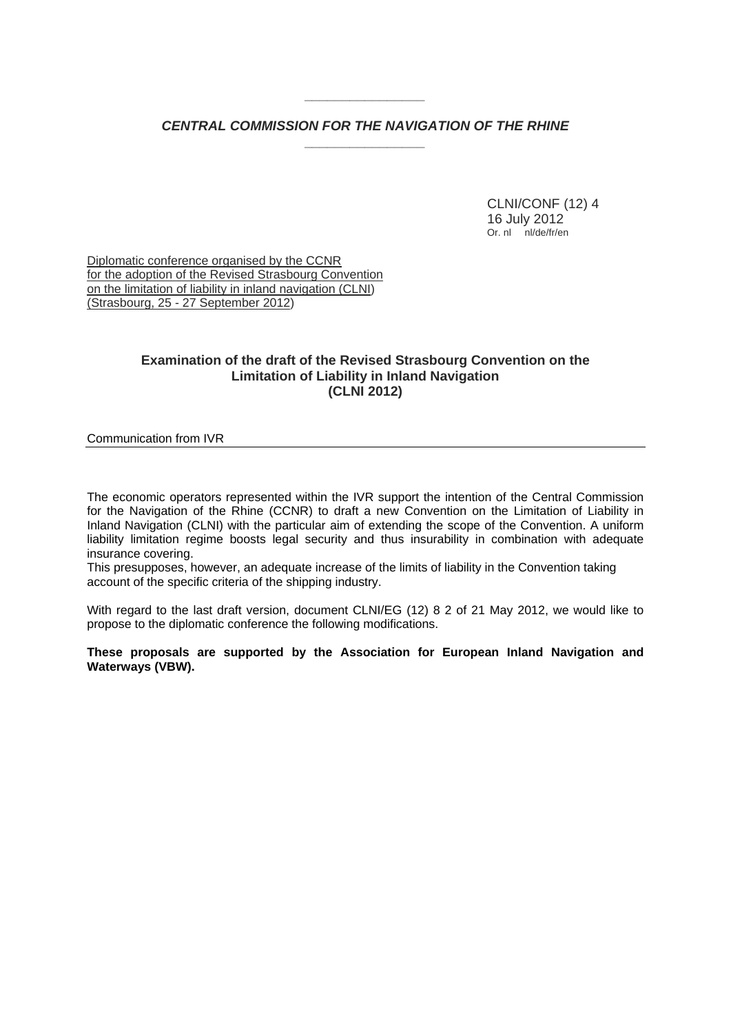***CENTRAL COMMISSION FOR THE NAVIGATION OF THE RHINE***

CLNI/CONF (12) 4
16 July 2012
Or. nl nl/de/fr/en

Diplomatic conference organised by the CCNR for the adoption of the Revised Strasbourg Convention on the limitation of liability in inland navigation (CLNI) (Strasbourg, 25 - 27 September 2012)

## Examination of the draft of the Revised Strasbourg Convention on the Limitation of Liability in Inland Navigation (CLNI 2012)

Communication from IVR

The economic operators represented within the IVR support the intention of the Central Commission for the Navigation of the Rhine (CCNR) to draft a new Convention on the Limitation of Liability in Inland Navigation (CLNI) with the particular aim of extending the scope of the Convention. A uniform liability limitation regime boosts legal security and thus insurability in combination with adequate insurance covering.
This presupposes, however, an adequate increase of the limits of liability in the Convention taking account of the specific criteria of the shipping industry.

With regard to the last draft version, document CLNI/EG (12) 8 2 of 21 May 2012, we would like to propose to the diplomatic conference the following modifications.

**These proposals are supported by the Association for European Inland Navigation and Waterways (VBW).**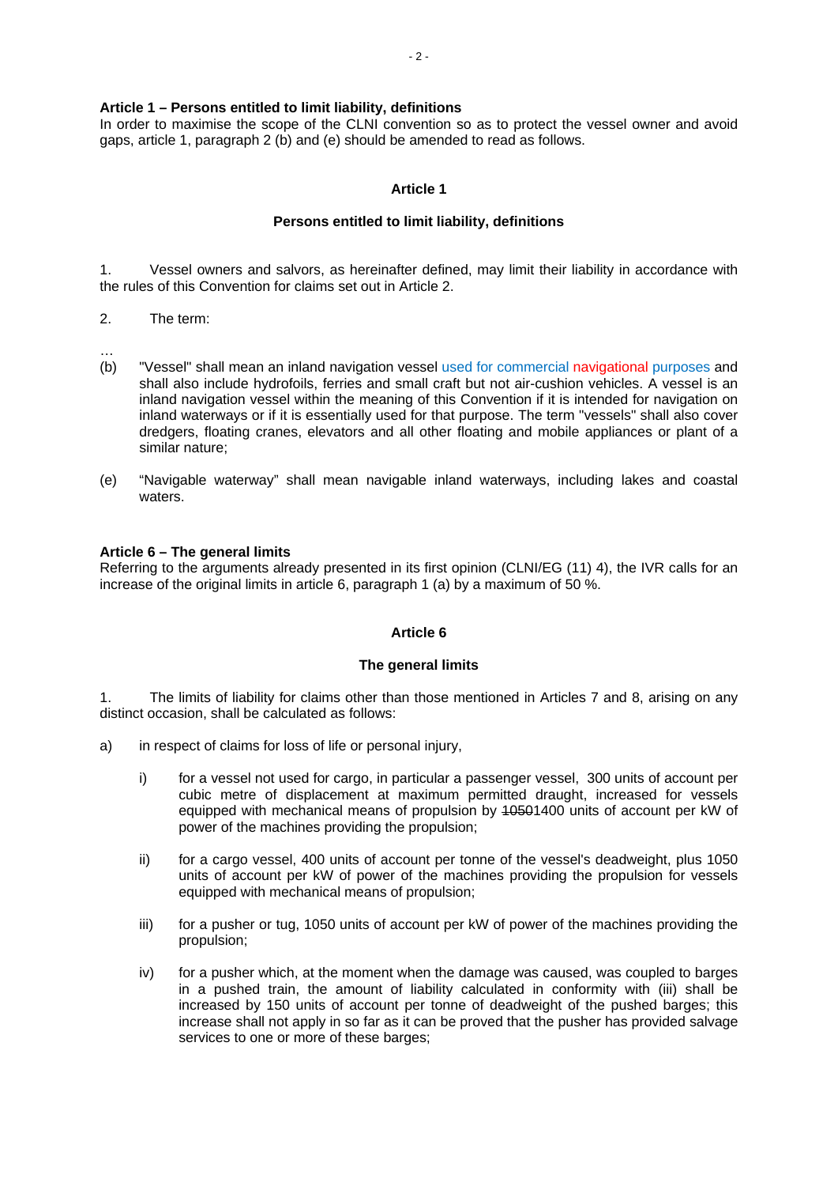**Article 1 – Persons entitled to limit liability, definitions**

In order to maximise the scope of the CLNI convention so as to protect the vessel owner and avoid gaps, article 1, paragraph 2 (b) and (e) should be amended to read as follows.

**Article 1**

**Persons entitled to limit liability, definitions**

1. Vessel owners and salvors, as hereinafter defined, may limit their liability in accordance with the rules of this Convention for claims set out in Article 2.

2. The term:

…

(b) "Vessel" shall mean an inland navigation vessel used for commercial navigational purposes and shall also include hydrofoils, ferries and small craft but not air-cushion vehicles. A vessel is an inland navigation vessel within the meaning of this Convention if it is intended for navigation on inland waterways or if it is essentially used for that purpose. The term "vessels" shall also cover dredgers, floating cranes, elevators and all other floating and mobile appliances or plant of a similar nature;

(e) "Navigable waterway" shall mean navigable inland waterways, including lakes and coastal waters.

**Article 6 – The general limits**

Referring to the arguments already presented in its first opinion (CLNI/EG (11) 4), the IVR calls for an increase of the original limits in article 6, paragraph 1 (a) by a maximum of 50 %.

**Article 6**

**The general limits**

1. The limits of liability for claims other than those mentioned in Articles 7 and 8, arising on any distinct occasion, shall be calculated as follows:

a) in respect of claims for loss of life or personal injury,

   i) for a vessel not used for cargo, in particular a passenger vessel, 300 units of account per cubic metre of displacement at maximum permitted draught, increased for vessels equipped with mechanical means of propulsion by ~~1050~~1400 units of account per kW of power of the machines providing the propulsion;

   ii) for a cargo vessel, 400 units of account per tonne of the vessel's deadweight, plus 1050 units of account per kW of power of the machines providing the propulsion for vessels equipped with mechanical means of propulsion;

   iii) for a pusher or tug, 1050 units of account per kW of power of the machines providing the propulsion;

   iv) for a pusher which, at the moment when the damage was caused, was coupled to barges in a pushed train, the amount of liability calculated in conformity with (iii) shall be increased by 150 units of account per tonne of deadweight of the pushed barges; this increase shall not apply in so far as it can be proved that the pusher has provided salvage services to one or more of these barges;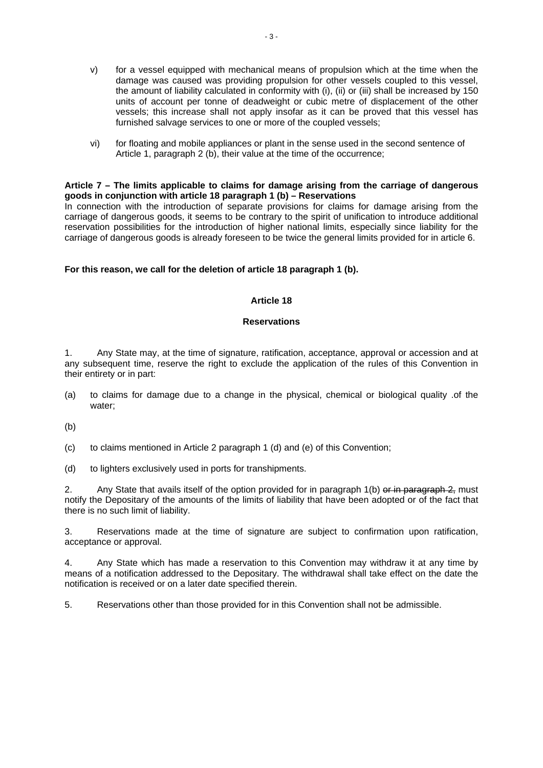v) for a vessel equipped with mechanical means of propulsion which at the time when the damage was caused was providing propulsion for other vessels coupled to this vessel, the amount of liability calculated in conformity with (i), (ii) or (iii) shall be increased by 150 units of account per tonne of deadweight or cubic metre of displacement of the other vessels; this increase shall not apply insofar as it can be proved that this vessel has furnished salvage services to one or more of the coupled vessels;

vi) for floating and mobile appliances or plant in the sense used in the second sentence of Article 1, paragraph 2 (b), their value at the time of the occurrence;

**Article 7 – The limits applicable to claims for damage arising from the carriage of dangerous goods in conjunction with article 18 paragraph 1 (b) – Reservations**

In connection with the introduction of separate provisions for claims for damage arising from the carriage of dangerous goods, it seems to be contrary to the spirit of unification to introduce additional reservation possibilities for the introduction of higher national limits, especially since liability for the carriage of dangerous goods is already foreseen to be twice the general limits provided for in article 6.

**For this reason, we call for the deletion of article 18 paragraph 1 (b).**

**Article 18**

**Reservations**

1. Any State may, at the time of signature, ratification, acceptance, approval or accession and at any subsequent time, reserve the right to exclude the application of the rules of this Convention in their entirety or in part:

(a) to claims for damage due to a change in the physical, chemical or biological quality .of the water;

(b)

(c) to claims mentioned in Article 2 paragraph 1 (d) and (e) of this Convention;

(d) to lighters exclusively used in ports for transhipments.

2. Any State that avails itself of the option provided for in paragraph 1(b) ~~or in paragraph 2,~~ must notify the Depositary of the amounts of the limits of liability that have been adopted or of the fact that there is no such limit of liability.

3. Reservations made at the time of signature are subject to confirmation upon ratification, acceptance or approval.

4. Any State which has made a reservation to this Convention may withdraw it at any time by means of a notification addressed to the Depositary. The withdrawal shall take effect on the date the notification is received or on a later date specified therein.

5. Reservations other than those provided for in this Convention shall not be admissible.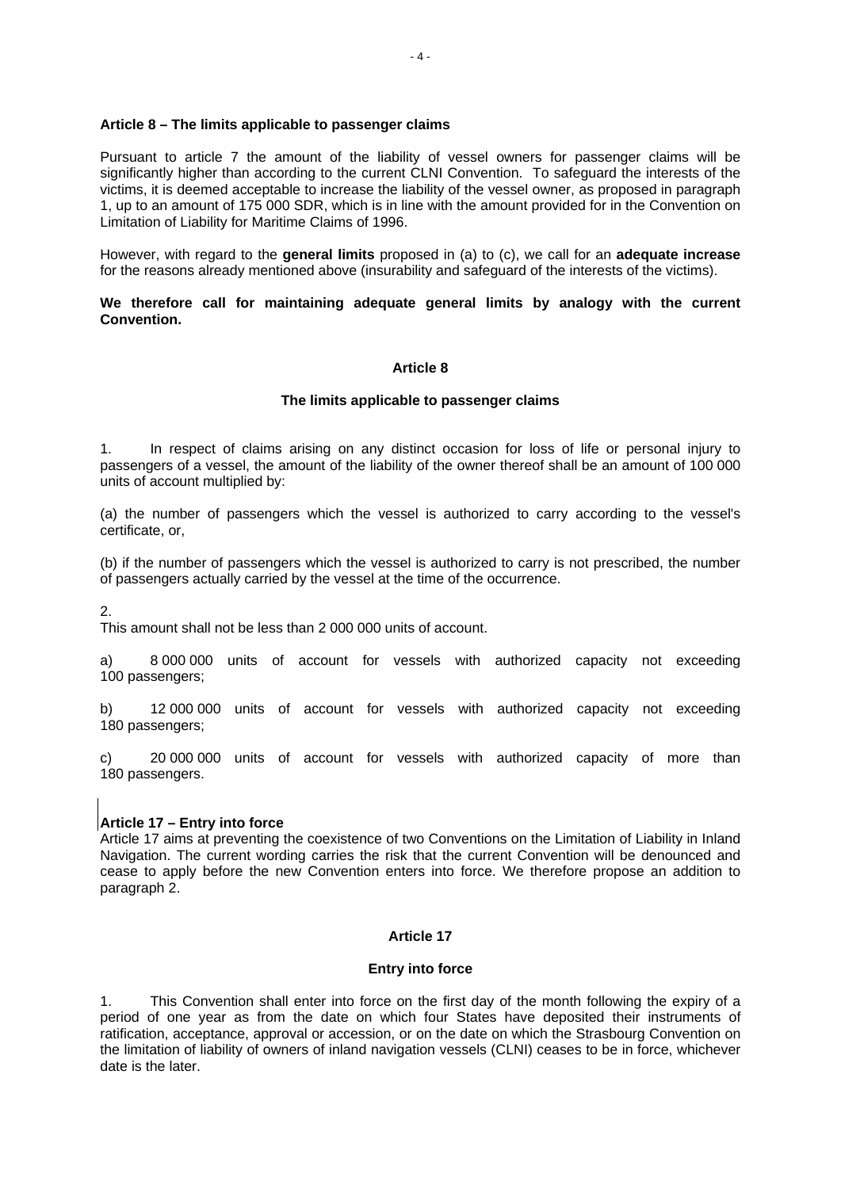**Article 8 – The limits applicable to passenger claims**

Pursuant to article 7 the amount of the liability of vessel owners for passenger claims will be significantly higher than according to the current CLNI Convention. To safeguard the interests of the victims, it is deemed acceptable to increase the liability of the vessel owner, as proposed in paragraph 1, up to an amount of 175 000 SDR, which is in line with the amount provided for in the Convention on Limitation of Liability for Maritime Claims of 1996.

However, with regard to the **general limits** proposed in (a) to (c), we call for an **adequate increase** for the reasons already mentioned above (insurability and safeguard of the interests of the victims).

**We therefore call for maintaining adequate general limits by analogy with the current Convention.**

**Article 8**

**The limits applicable to passenger claims**

1. In respect of claims arising on any distinct occasion for loss of life or personal injury to passengers of a vessel, the amount of the liability of the owner thereof shall be an amount of 100 000 units of account multiplied by:

(a) the number of passengers which the vessel is authorized to carry according to the vessel's certificate, or,

(b) if the number of passengers which the vessel is authorized to carry is not prescribed, the number of passengers actually carried by the vessel at the time of the occurrence.

2.
This amount shall not be less than 2 000 000 units of account.

a) 8 000 000 units of account for vessels with authorized capacity not exceeding 100 passengers;

b) 12 000 000 units of account for vessels with authorized capacity not exceeding 180 passengers;

c) 20 000 000 units of account for vessels with authorized capacity of more than 180 passengers.

**Article 17 – Entry into force**

Article 17 aims at preventing the coexistence of two Conventions on the Limitation of Liability in Inland Navigation. The current wording carries the risk that the current Convention will be denounced and cease to apply before the new Convention enters into force. We therefore propose an addition to paragraph 2.

**Article 17**

**Entry into force**

1. This Convention shall enter into force on the first day of the month following the expiry of a period of one year as from the date on which four States have deposited their instruments of ratification, acceptance, approval or accession, or on the date on which the Strasbourg Convention on the limitation of liability of owners of inland navigation vessels (CLNI) ceases to be in force, whichever date is the later.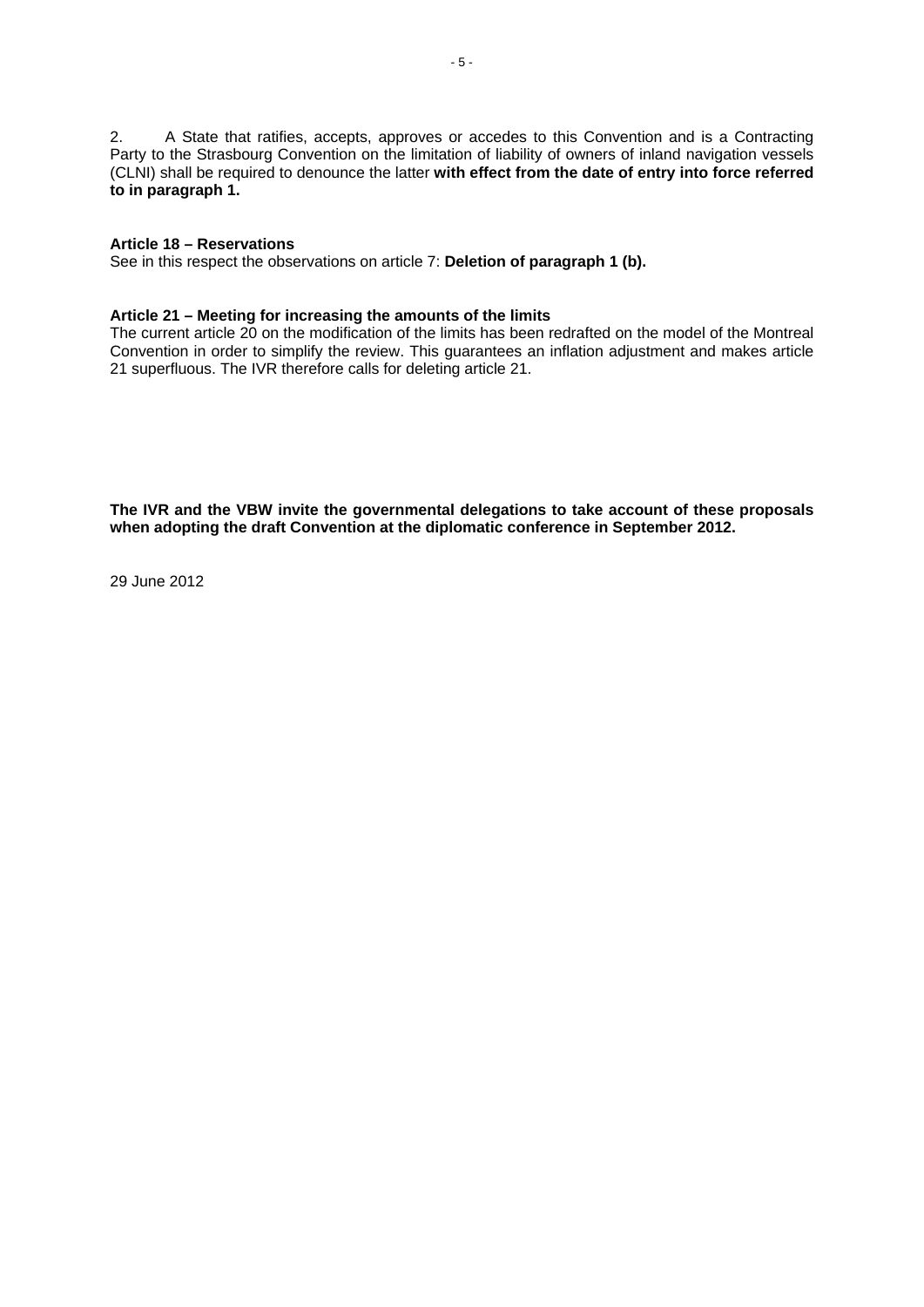2. A State that ratifies, accepts, approves or accedes to this Convention and is a Contracting Party to the Strasbourg Convention on the limitation of liability of owners of inland navigation vessels (CLNI) shall be required to denounce the latter **with effect from the date of entry into force referred to in paragraph 1.**

**Article 18 – Reservations**
See in this respect the observations on article 7: **Deletion of paragraph 1 (b).**

**Article 21 – Meeting for increasing the amounts of the limits**
The current article 20 on the modification of the limits has been redrafted on the model of the Montreal Convention in order to simplify the review. This guarantees an inflation adjustment and makes article 21 superfluous. The IVR therefore calls for deleting article 21.

**The IVR and the VBW invite the governmental delegations to take account of these proposals when adopting the draft Convention at the diplomatic conference in September 2012.**

29 June 2012